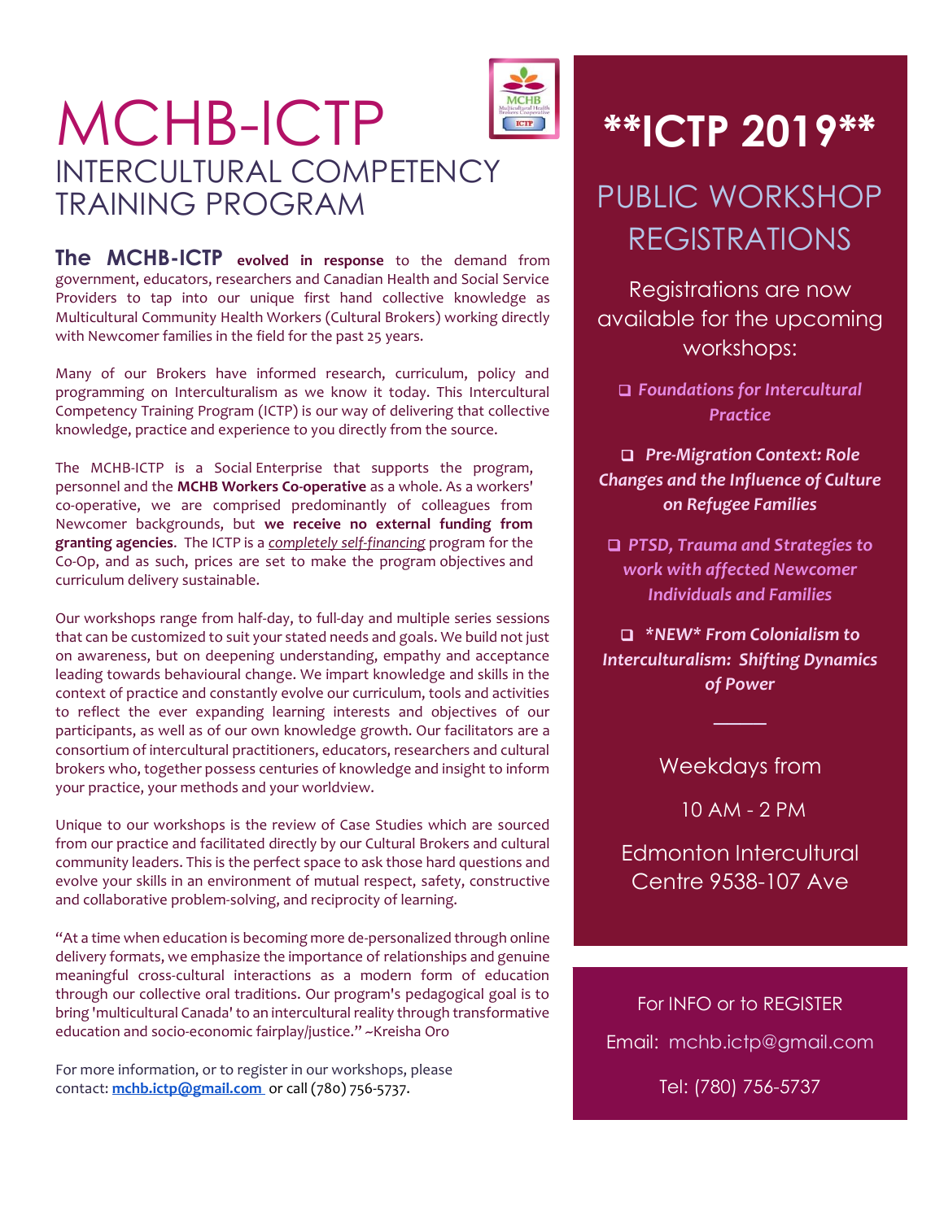# MCHB-ICTP

## INTERCULTURAL COMPETENCY TRAINING PROGRAM

**The MCHB-ICTP evolved in response** to the demand from government, educators, researchers and Canadian Health and Social Service Providers to tap into our unique first hand collective knowledge as Multicultural Community Health Workers (Cultural Brokers) working directly with Newcomer families in the field for the past 25 years.

Many of our Brokers have informed research, curriculum, policy and programming on Interculturalism as we know it today. This Intercultural Competency Training Program (ICTP) is our way of delivering that collective knowledge, practice and experience to you directly from the source.

The MCHB-ICTP is a Social Enterprise that supports the program, personnel and the **MCHB Workers Co-operative** as a whole. As a workers' co-operative, we are comprised predominantly of colleagues from Newcomer backgrounds, but **we receive no external funding from granting agencies**. The ICTP is a *completely self-financing* program for the Co-Op, and as such, prices are set to make the program objectives and curriculum delivery sustainable.

Our workshops range from half-day, to full-day and multiple series sessions that can be customized to suit your stated needs and goals. We build not just on awareness, but on deepening understanding, empathy and acceptance leading towards behavioural change. We impart knowledge and skills in the context of practice and constantly evolve our curriculum, tools and activities to reflect the ever expanding learning interests and objectives of our participants, as well as of our own knowledge growth. Our facilitators are a consortium of intercultural practitioners, educators, researchers and cultural brokers who, together possess centuries of knowledge and insight to inform your practice, your methods and your worldview.

Unique to our workshops is the review of Case Studies which are sourced from our practice and facilitated directly by our Cultural Brokers and cultural community leaders. This is the perfect space to ask those hard questions and evolve your skills in an environment of mutual respect, safety, constructive and collaborative problem-solving, and reciprocity of learning.

"At a time when education is becoming more de-personalized through online delivery formats, we emphasize the importance of relationships and genuine meaningful cross-cultural interactions as a modern form of education through our collective oral traditions. Our program's pedagogical goal is to bring 'multicultural Canada' to an intercultural reality through transformative education and socio-economic fairplay/justice." ~Kreisha Oro

For more information, or to register in our workshops, please contact: **mchb.ictp@gmail.com** or call (780) 756-5737.

# **ICTP 2019**

## PUBLIC WORKSHOP REGISTRATIONS

Registrations are now available for the upcoming workshops:

- ***Foundations for Intercultural Practice***
- ***Pre-Migration Context: Role Changes and the Influence of Culture on Refugee Families***
- ***PTSD, Trauma and Strategies to work with affected Newcomer Individuals and Families***
- ****NEW* From Colonialism to Interculturalism: Shifting Dynamics of Power***

Weekdays from

10 AM - 2 PM

Edmonton Intercultural Centre 9538-107 Ave

For INFO or to REGISTER

Email: mchb.ictp@gmail.com

Tel: (780) 756-5737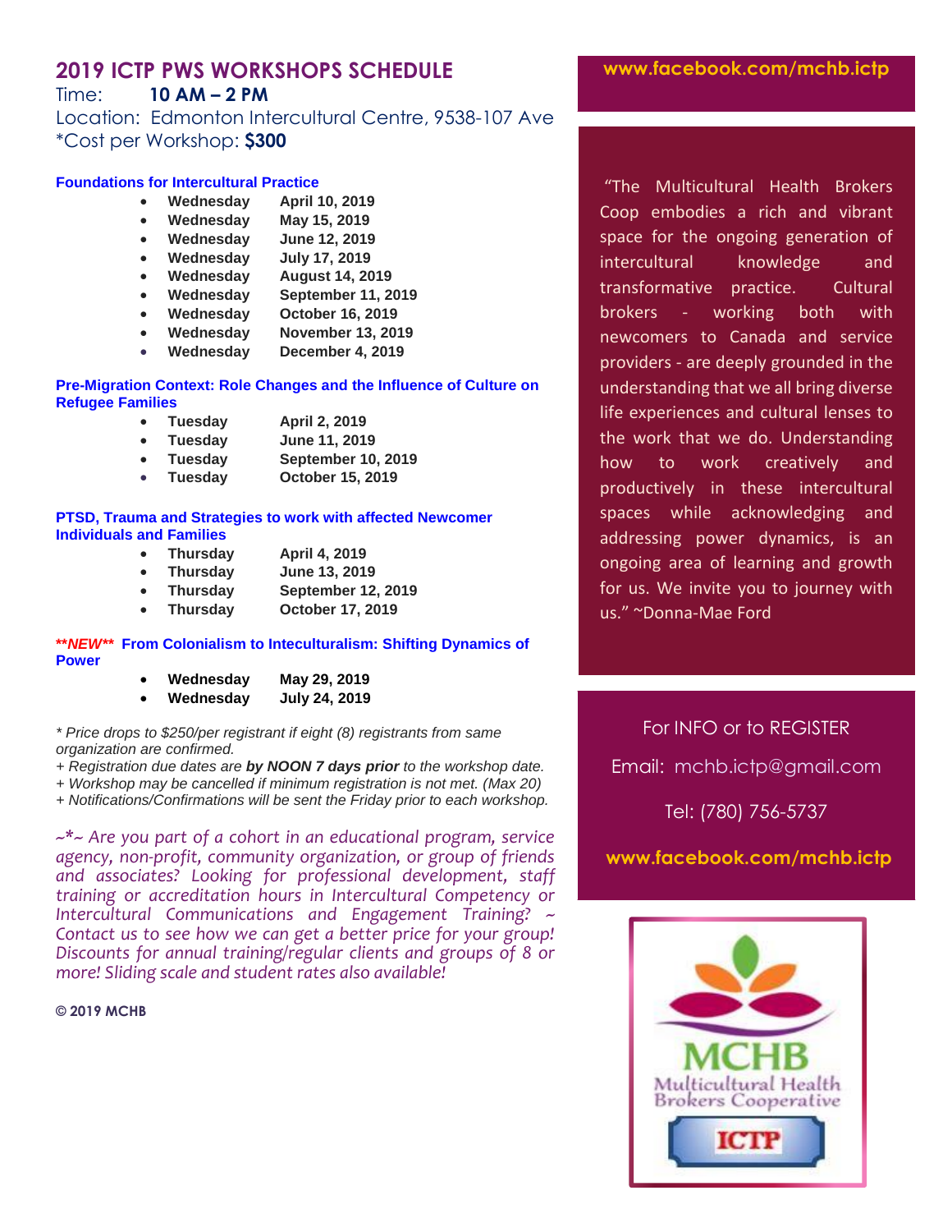# 2019 ICTP PWS WORKSHOPS SCHEDULE

Time: **10 AM – 2 PM**

Location: Edmonton Intercultural Centre, 9538-107 Ave

*Cost per Workshop: **$300**

### Foundations for Intercultural Practice

- **Wednesday April 10, 2019**
- **Wednesday May 15, 2019**
- **Wednesday June 12, 2019**
- **Wednesday July 17, 2019**
- **Wednesday August 14, 2019**
- **Wednesday September 11, 2019**
- **Wednesday October 16, 2019**
- **Wednesday November 13, 2019**
- **Wednesday December 4, 2019**

### Pre-Migration Context: Role Changes and the Influence of Culture on Refugee Families

- **Tuesday April 2, 2019**
- **Tuesday June 11, 2019**
- **Tuesday September 10, 2019**
- **Tuesday October 15, 2019**

### PTSD, Trauma and Strategies to work with affected Newcomer Individuals and Families

- **Thursday April 4, 2019**
- **Thursday June 13, 2019**
- **Thursday September 12, 2019**
- **Thursday October 17, 2019**

### ***NEW*** From Colonialism to Inteculturalism: Shifting Dynamics of Power

- **Wednesday May 29, 2019**
- **Wednesday July 24, 2019**

*\* Price drops to $250/per registrant if eight (8) registrants from same organization are confirmed.*

*+ Registration due dates are **by NOON 7 days prior** to the workshop date.*

*+ Workshop may be cancelled if minimum registration is not met. (Max 20)*

*+ Notifications/Confirmations will be sent the Friday prior to each workshop.*

*~\*~ Are you part of a cohort in an educational program, service agency, non-profit, community organization, or group of friends and associates? Looking for professional development, staff training or accreditation hours in Intercultural Competency or Intercultural Communications and Engagement Training? ~ Contact us to see how we can get a better price for your group! Discounts for annual training/regular clients and groups of 8 or more! Sliding scale and student rates also available!*

**© 2019 MCHB**

**www.facebook.com/mchb.ictp**

"The Multicultural Health Brokers Coop embodies a rich and vibrant space for the ongoing generation of intercultural knowledge and transformative practice. Cultural brokers - working both with newcomers to Canada and service providers - are deeply grounded in the understanding that we all bring diverse life experiences and cultural lenses to the work that we do. Understanding how to work creatively and productively in these intercultural spaces while acknowledging and addressing power dynamics, is an ongoing area of learning and growth for us. We invite you to journey with us." ~Donna-Mae Ford

For INFO or to REGISTER

Email: mchb.ictp@gmail.com

Tel: (780) 756-5737

**www.facebook.com/mchb.ictp**

MCHB Multicultural Health Brokers Cooperative

ICTP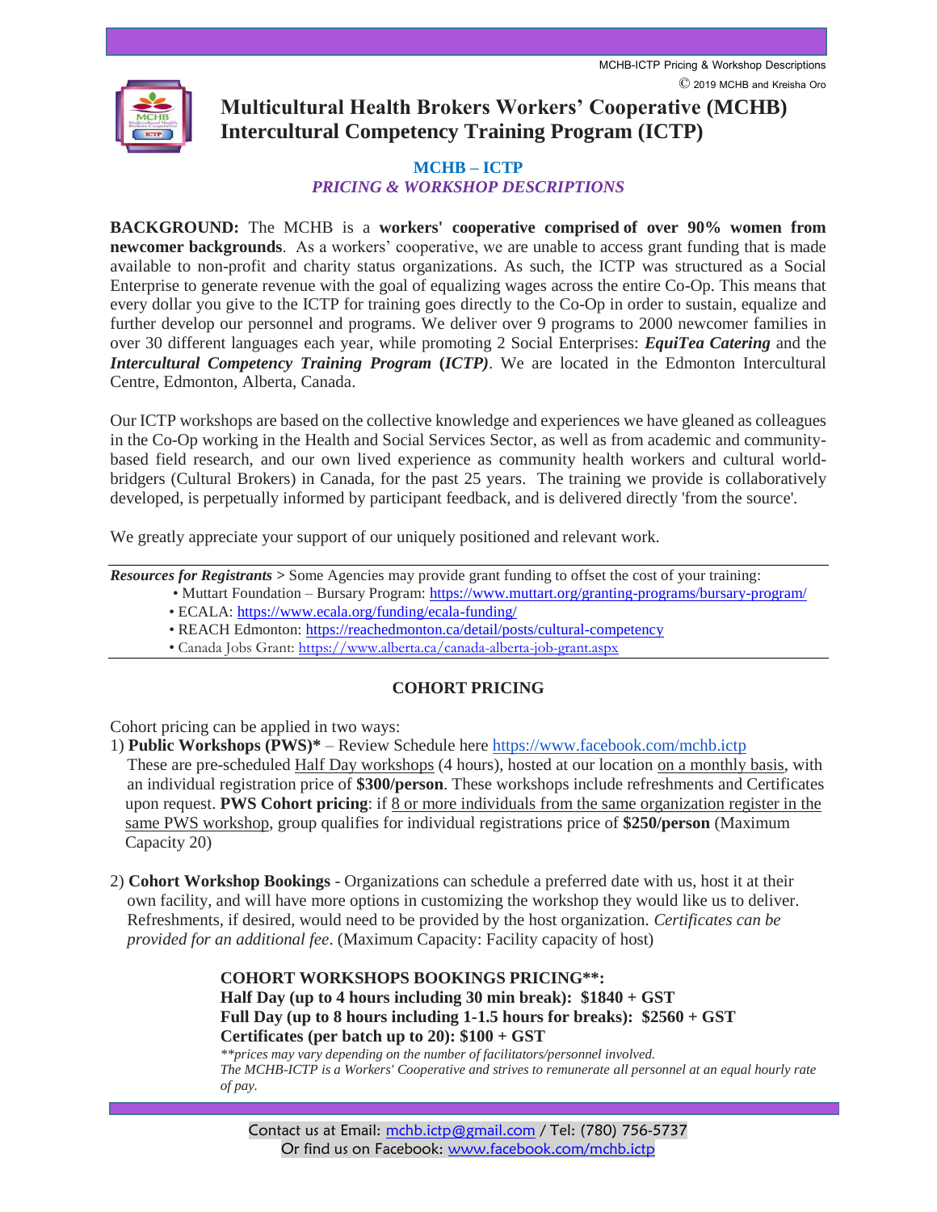# Multicultural Health Brokers Workers' Cooperative (MCHB) Intercultural Competency Training Program (ICTP)

## MCHB – ICTP

### *PRICING & WORKSHOP DESCRIPTIONS*

**BACKGROUND:** The MCHB is a **workers' cooperative comprised of over 90% women from newcomer backgrounds**. As a workers' cooperative, we are unable to access grant funding that is made available to non-profit and charity status organizations. As such, the ICTP was structured as a Social Enterprise to generate revenue with the goal of equalizing wages across the entire Co-Op. This means that every dollar you give to the ICTP for training goes directly to the Co-Op in order to sustain, equalize and further develop our personnel and programs. We deliver over 9 programs to 2000 newcomer families in over 30 different languages each year, while promoting 2 Social Enterprises: ***EquiTea Catering*** and the ***Intercultural Competency Training Program (ICTP)***. We are located in the Edmonton Intercultural Centre, Edmonton, Alberta, Canada.

Our ICTP workshops are based on the collective knowledge and experiences we have gleaned as colleagues in the Co-Op working in the Health and Social Services Sector, as well as from academic and community-based field research, and our own lived experience as community health workers and cultural world-bridgers (Cultural Brokers) in Canada, for the past 25 years. The training we provide is collaboratively developed, is perpetually informed by participant feedback, and is delivered directly 'from the source'.

We greatly appreciate your support of our uniquely positioned and relevant work.

---

***Resources for Registrants*** **>** Some Agencies may provide grant funding to offset the cost of your training:

- Muttart Foundation – Bursary Program: https://www.muttart.org/granting-programs/bursary-program/
- ECALA: https://www.ecala.org/funding/ecala-funding/
- REACH Edmonton: https://reachedmonton.ca/detail/posts/cultural-competency
- Canada Jobs Grant: https://www.alberta.ca/canada-alberta-job-grant.aspx

---

## COHORT PRICING

Cohort pricing can be applied in two ways:

1) **Public Workshops (PWS)\*** – Review Schedule here https://www.facebook.com/mchb.ictp
These are pre-scheduled Half Day workshops (4 hours), hosted at our location on a monthly basis, with an individual registration price of **$300/person**. These workshops include refreshments and Certificates upon request. **PWS Cohort pricing**: if 8 or more individuals from the same organization register in the same PWS workshop, group qualifies for individual registrations price of **$250/person** (Maximum Capacity 20)

2) **Cohort Workshop Bookings** - Organizations can schedule a preferred date with us, host it at their own facility, and will have more options in customizing the workshop they would like us to deliver. Refreshments, if desired, would need to be provided by the host organization. *Certificates can be provided for an additional fee*. (Maximum Capacity: Facility capacity of host)

**COHORT WORKSHOPS BOOKINGS PRICING\*\*:**
**Half Day (up to 4 hours including 30 min break): $1840 + GST**
**Full Day (up to 8 hours including 1-1.5 hours for breaks): $2560 + GST**
**Certificates (per batch up to 20): $100 + GST**

*\*\*prices may vary depending on the number of facilitators/personnel involved.*
*The MCHB-ICTP is a Workers' Cooperative and strives to remunerate all personnel at an equal hourly rate of pay.*

Contact us at Email: mchb.ictp@gmail.com / Tel: (780) 756-5737
Or find us on Facebook: www.facebook.com/mchb.ictp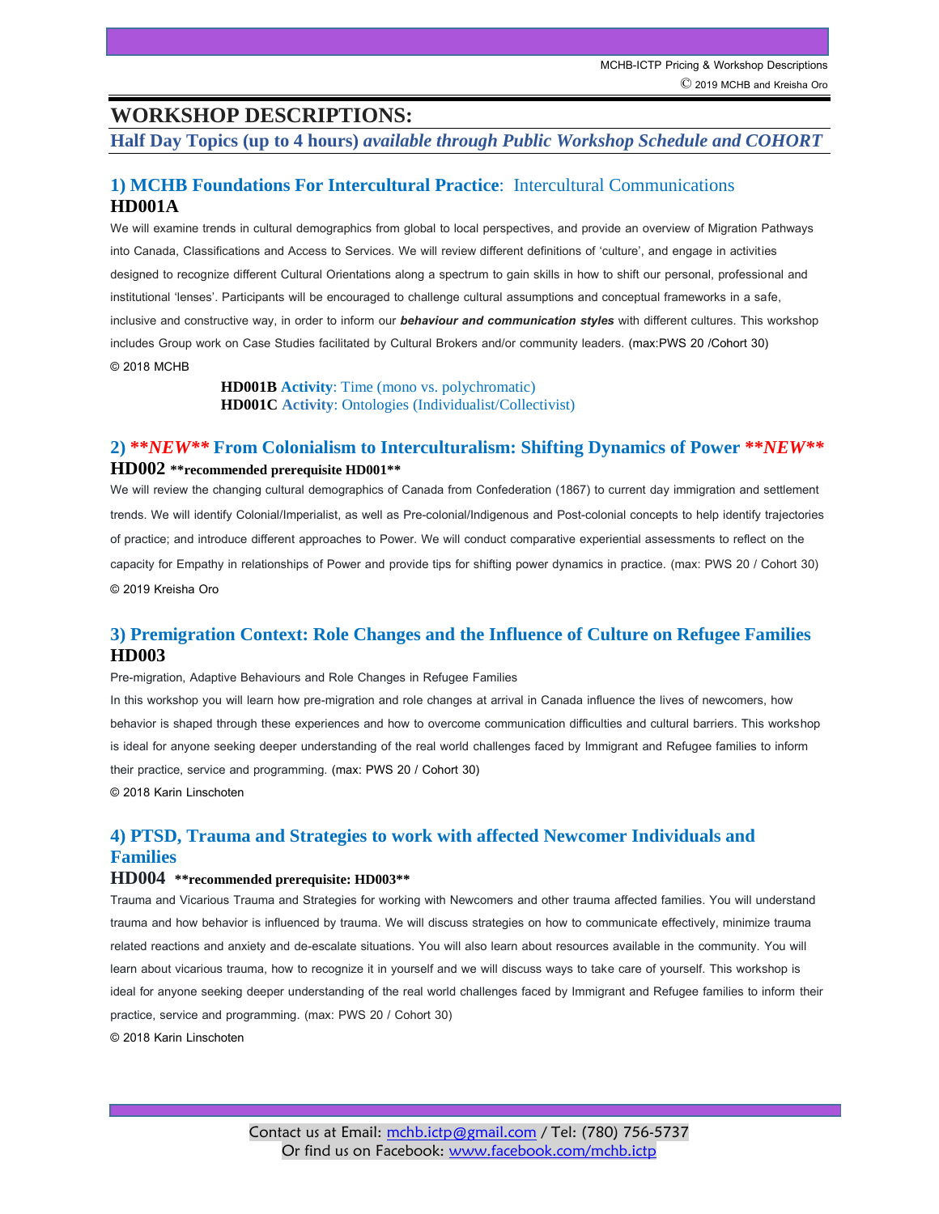# WORKSHOP DESCRIPTIONS:

## Half Day Topics (up to 4 hours) *available through Public Workshop Schedule and COHORT*

### 1) MCHB Foundations For Intercultural Practice: Intercultural Communications
**HD001A**

We will examine trends in cultural demographics from global to local perspectives, and provide an overview of Migration Pathways into Canada, Classifications and Access to Services. We will review different definitions of 'culture', and engage in activities designed to recognize different Cultural Orientations along a spectrum to gain skills in how to shift our personal, professional and institutional 'lenses'. Participants will be encouraged to challenge cultural assumptions and conceptual frameworks in a safe, inclusive and constructive way, in order to inform our ***behaviour and communication styles*** with different cultures. This workshop includes Group work on Case Studies facilitated by Cultural Brokers and/or community leaders. (max:PWS 20 /Cohort 30)

© 2018 MCHB

**HD001B Activity**: Time (mono vs. polychromatic)
**HD001C Activity**: Ontologies (Individualist/Collectivist)

### 2) ***\*\*NEW\*\**** From Colonialism to Interculturalism: Shifting Dynamics of Power ***\*\*NEW\*\****
**HD002** **\*\*recommended prerequisite HD001\*\***

We will review the changing cultural demographics of Canada from Confederation (1867) to current day immigration and settlement trends. We will identify Colonial/Imperialist, as well as Pre-colonial/Indigenous and Post-colonial concepts to help identify trajectories of practice; and introduce different approaches to Power. We will conduct comparative experiential assessments to reflect on the capacity for Empathy in relationships of Power and provide tips for shifting power dynamics in practice. (max: PWS 20 / Cohort 30)

© 2019 Kreisha Oro

### 3) Premigration Context: Role Changes and the Influence of Culture on Refugee Families
**HD003**

Pre-migration, Adaptive Behaviours and Role Changes in Refugee Families

In this workshop you will learn how pre-migration and role changes at arrival in Canada influence the lives of newcomers, how behavior is shaped through these experiences and how to overcome communication difficulties and cultural barriers. This workshop is ideal for anyone seeking deeper understanding of the real world challenges faced by Immigrant and Refugee families to inform their practice, service and programming. (max: PWS 20 / Cohort 30)

© 2018 Karin Linschoten

### 4) PTSD, Trauma and Strategies to work with affected Newcomer Individuals and Families
**HD004** **\*\*recommended prerequisite: HD003\*\***

Trauma and Vicarious Trauma and Strategies for working with Newcomers and other trauma affected families. You will understand trauma and how behavior is influenced by trauma. We will discuss strategies on how to communicate effectively, minimize trauma related reactions and anxiety and de-escalate situations. You will also learn about resources available in the community. You will learn about vicarious trauma, how to recognize it in yourself and we will discuss ways to take care of yourself. This workshop is ideal for anyone seeking deeper understanding of the real world challenges faced by Immigrant and Refugee families to inform their practice, service and programming. (max: PWS 20 / Cohort 30)

© 2018 Karin Linschoten

Contact us at Email: mchb.ictp@gmail.com / Tel: (780) 756-5737
Or find us on Facebook: www.facebook.com/mchb.ictp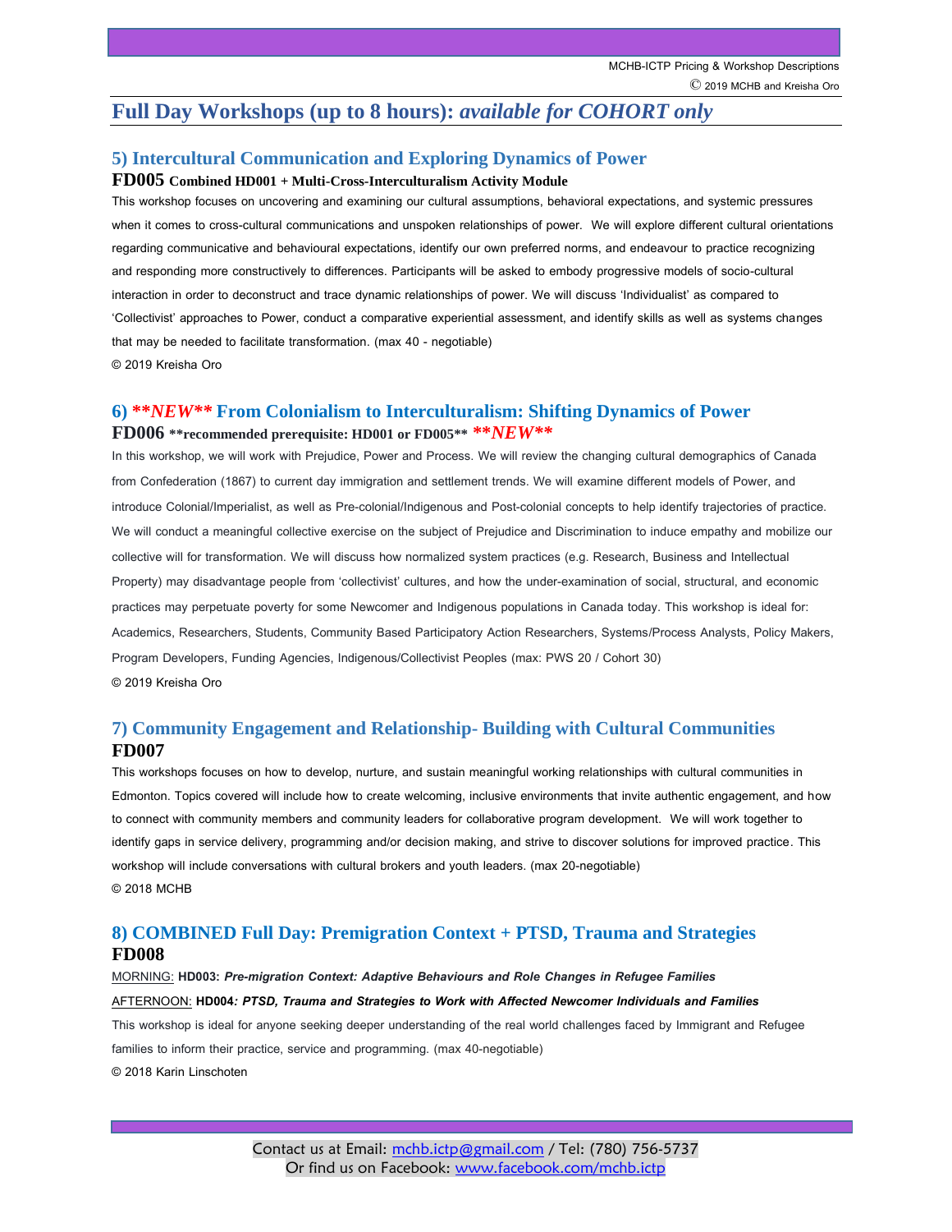# Full Day Workshops (up to 8 hours): *available for COHORT only*

## 5) Intercultural Communication and Exploring Dynamics of Power

**FD005 Combined HD001 + Multi-Cross-Interculturalism Activity Module**

This workshop focuses on uncovering and examining our cultural assumptions, behavioral expectations, and systemic pressures when it comes to cross-cultural communications and unspoken relationships of power. We will explore different cultural orientations regarding communicative and behavioural expectations, identify our own preferred norms, and endeavour to practice recognizing and responding more constructively to differences. Participants will be asked to embody progressive models of socio-cultural interaction in order to deconstruct and trace dynamic relationships of power. We will discuss 'Individualist' as compared to 'Collectivist' approaches to Power, conduct a comparative experiential assessment, and identify skills as well as systems changes that may be needed to facilitate transformation. (max 40 - negotiable)

© 2019 Kreisha Oro

## 6) ***\*\*NEW\*\**** From Colonialism to Interculturalism: Shifting Dynamics of Power

**FD006 \*\*recommended prerequisite: HD001 or FD005\*\*** ***\*\*NEW\*\****

In this workshop, we will work with Prejudice, Power and Process. We will review the changing cultural demographics of Canada from Confederation (1867) to current day immigration and settlement trends. We will examine different models of Power, and introduce Colonial/Imperialist, as well as Pre-colonial/Indigenous and Post-colonial concepts to help identify trajectories of practice. We will conduct a meaningful collective exercise on the subject of Prejudice and Discrimination to induce empathy and mobilize our collective will for transformation. We will discuss how normalized system practices (e.g. Research, Business and Intellectual Property) may disadvantage people from 'collectivist' cultures, and how the under-examination of social, structural, and economic practices may perpetuate poverty for some Newcomer and Indigenous populations in Canada today. This workshop is ideal for: Academics, Researchers, Students, Community Based Participatory Action Researchers, Systems/Process Analysts, Policy Makers, Program Developers, Funding Agencies, Indigenous/Collectivist Peoples (max: PWS 20 / Cohort 30)

© 2019 Kreisha Oro

## 7) Community Engagement and Relationship- Building with Cultural Communities

**FD007**

This workshops focuses on how to develop, nurture, and sustain meaningful working relationships with cultural communities in Edmonton. Topics covered will include how to create welcoming, inclusive environments that invite authentic engagement, and how to connect with community members and community leaders for collaborative program development. We will work together to identify gaps in service delivery, programming and/or decision making, and strive to discover solutions for improved practice. This workshop will include conversations with cultural brokers and youth leaders. (max 20-negotiable)

© 2018 MCHB

## 8) COMBINED Full Day: Premigration Context + PTSD, Trauma and Strategies

**FD008**

MORNING: **HD003: *Pre-migration Context: Adaptive Behaviours and Role Changes in Refugee Families***

AFTERNOON: **HD004*: PTSD, Trauma and Strategies to Work with Affected Newcomer Individuals and Families***

This workshop is ideal for anyone seeking deeper understanding of the real world challenges faced by Immigrant and Refugee families to inform their practice, service and programming. (max 40-negotiable)

© 2018 Karin Linschoten

Contact us at Email: mchb.ictp@gmail.com / Tel: (780) 756-5737
Or find us on Facebook: www.facebook.com/mchb.ictp